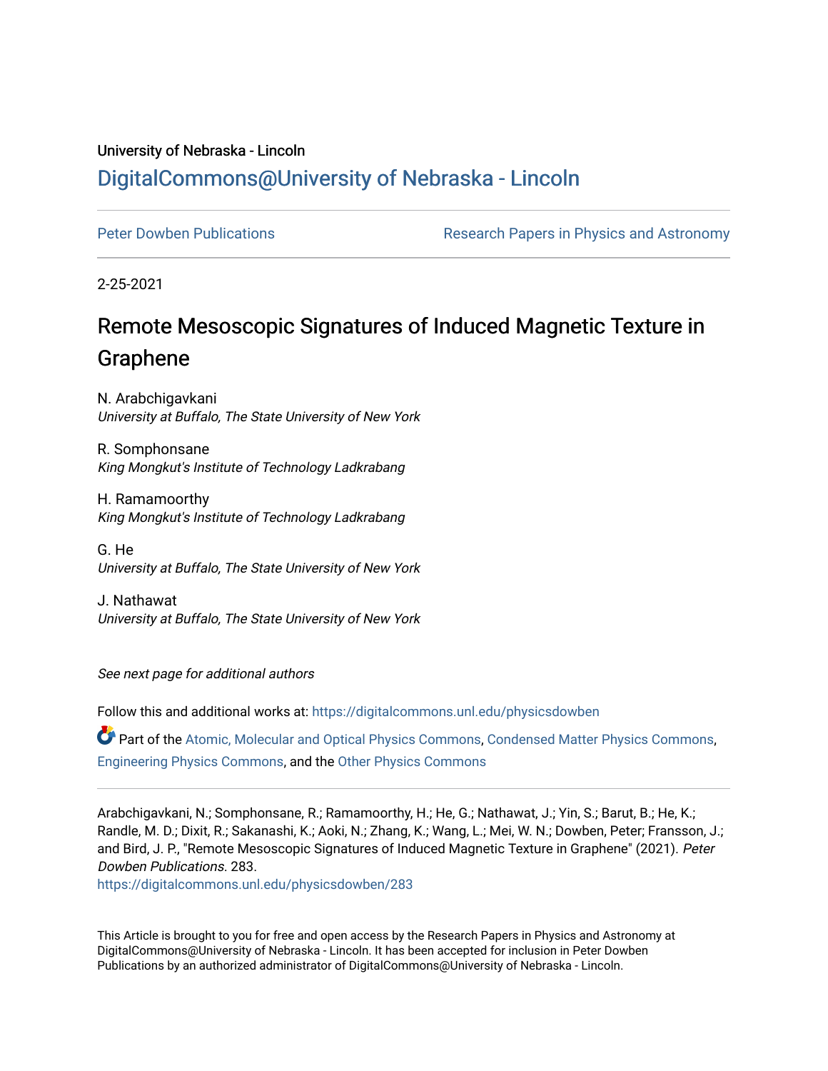University of Nebraska - Lincoln

## DigitalCommons@University of Nebraska - Lincoln

Peter Dowben Publications | Research Papers in Physics and Astronomy

2-25-2021

# Remote Mesoscopic Signatures of Induced Magnetic Texture in Graphene

N. Arabchigavkani
*University at Buffalo, The State University of New York*

R. Somphonsane
*King Mongkut's Institute of Technology Ladkrabang*

H. Ramamoorthy
*King Mongkut's Institute of Technology Ladkrabang*

G. He
*University at Buffalo, The State University of New York*

J. Nathawat
*University at Buffalo, The State University of New York*

*See next page for additional authors*

Follow this and additional works at: https://digitalcommons.unl.edu/physicsdowben

Part of the Atomic, Molecular and Optical Physics Commons, Condensed Matter Physics Commons, Engineering Physics Commons, and the Other Physics Commons

Arabchigavkani, N.; Somphonsane, R.; Ramamoorthy, H.; He, G.; Nathawat, J.; Yin, S.; Barut, B.; He, K.; Randle, M. D.; Dixit, R.; Sakanashi, K.; Aoki, N.; Zhang, K.; Wang, L.; Mei, W. N.; Dowben, Peter; Fransson, J.; and Bird, J. P., "Remote Mesoscopic Signatures of Induced Magnetic Texture in Graphene" (2021). *Peter Dowben Publications*. 283.
https://digitalcommons.unl.edu/physicsdowben/283

This Article is brought to you for free and open access by the Research Papers in Physics and Astronomy at DigitalCommons@University of Nebraska - Lincoln. It has been accepted for inclusion in Peter Dowben Publications by an authorized administrator of DigitalCommons@University of Nebraska - Lincoln.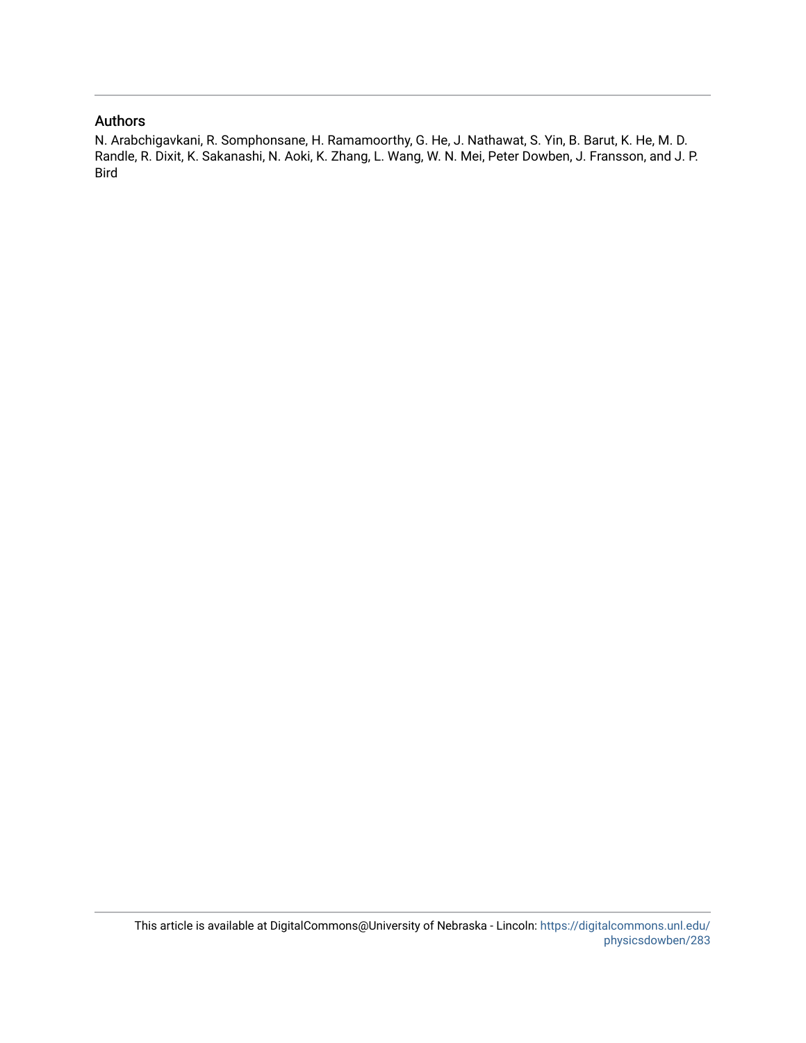## Authors

N. Arabchigavkani, R. Somphonsane, H. Ramamoorthy, G. He, J. Nathawat, S. Yin, B. Barut, K. He, M. D. Randle, R. Dixit, K. Sakanashi, N. Aoki, K. Zhang, L. Wang, W. N. Mei, Peter Dowben, J. Fransson, and J. P. Bird

This article is available at DigitalCommons@University of Nebraska - Lincoln: https://digitalcommons.unl.edu/physicsdowben/283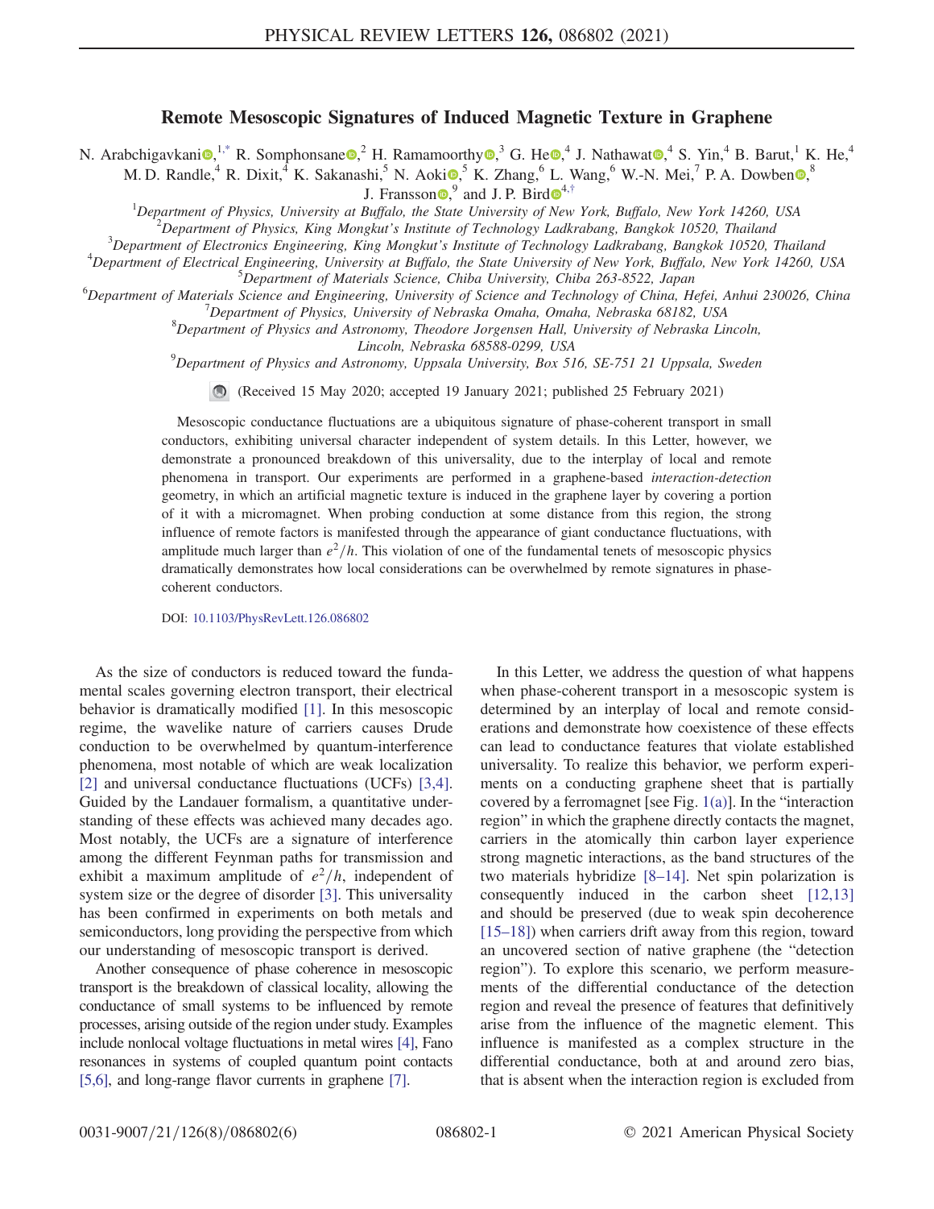# Remote Mesoscopic Signatures of Induced Magnetic Texture in Graphene

N. Arabchigavkani,[1,*] R. Somphonsane,[2] H. Ramamoorthy,[3] G. He,[4] J. Nathawat,[4] S. Yin,[4] B. Barut,[1] K. He,[4] M. D. Randle,[4] R. Dixit,[4] K. Sakanashi,[5] N. Aoki,[5] K. Zhang,[6] L. Wang,[6] W.-N. Mei,[7] P. A. Dowben,[8] J. Fransson,[9] and J. P. Bird[4,†]

[1]Department of Physics, University at Buffalo, the State University of New York, Buffalo, New York 14260, USA
[2]Department of Physics, King Mongkut's Institute of Technology Ladkrabang, Bangkok 10520, Thailand
[3]Department of Electronics Engineering, King Mongkut's Institute of Technology Ladkrabang, Bangkok 10520, Thailand
[4]Department of Electrical Engineering, University at Buffalo, the State University of New York, Buffalo, New York 14260, USA
[5]Department of Materials Science, Chiba University, Chiba 263-8522, Japan
[6]Department of Materials Science and Engineering, University of Science and Technology of China, Hefei, Anhui 230026, China
[7]Department of Physics, University of Nebraska Omaha, Omaha, Nebraska 68182, USA
[8]Department of Physics and Astronomy, Theodore Jorgensen Hall, University of Nebraska Lincoln, Lincoln, Nebraska 68588-0299, USA
[9]Department of Physics and Astronomy, Uppsala University, Box 516, SE-751 21 Uppsala, Sweden

(Received 15 May 2020; accepted 19 January 2021; published 25 February 2021)

Mesoscopic conductance fluctuations are a ubiquitous signature of phase-coherent transport in small conductors, exhibiting universal character independent of system details. In this Letter, however, we demonstrate a pronounced breakdown of this universality, due to the interplay of local and remote phenomena in transport. Our experiments are performed in a graphene-based *interaction-detection* geometry, in which an artificial magnetic texture is induced in the graphene layer by covering a portion of it with a micromagnet. When probing conduction at some distance from this region, the strong influence of remote factors is manifested through the appearance of giant conductance fluctuations, with amplitude much larger than $e^2/h$. This violation of one of the fundamental tenets of mesoscopic physics dramatically demonstrates how local considerations can be overwhelmed by remote signatures in phase-coherent conductors.

DOI: 10.1103/PhysRevLett.126.086802

As the size of conductors is reduced toward the fundamental scales governing electron transport, their electrical behavior is dramatically modified [1]. In this mesoscopic regime, the wavelike nature of carriers causes Drude conduction to be overwhelmed by quantum-interference phenomena, most notable of which are weak localization [2] and universal conductance fluctuations (UCFs) [3,4]. Guided by the Landauer formalism, a quantitative understanding of these effects was achieved many decades ago. Most notably, the UCFs are a signature of interference among the different Feynman paths for transmission and exhibit a maximum amplitude of $e^2/h$, independent of system size or the degree of disorder [3]. This universality has been confirmed in experiments on both metals and semiconductors, long providing the perspective from which our understanding of mesoscopic transport is derived.

Another consequence of phase coherence in mesoscopic transport is the breakdown of classical locality, allowing the conductance of small systems to be influenced by remote processes, arising outside of the region under study. Examples include nonlocal voltage fluctuations in metal wires [4], Fano resonances in systems of coupled quantum point contacts [5,6], and long-range flavor currents in graphene [7].

In this Letter, we address the question of what happens when phase-coherent transport in a mesoscopic system is determined by an interplay of local and remote considerations and demonstrate how coexistence of these effects can lead to conductance features that violate established universality. To realize this behavior, we perform experiments on a conducting graphene sheet that is partially covered by a ferromagnet [see Fig. 1(a)]. In the "interaction region" in which the graphene directly contacts the magnet, carriers in the atomically thin carbon layer experience strong magnetic interactions, as the band structures of the two materials hybridize [8–14]. Net spin polarization is consequently induced in the carbon sheet [12,13] and should be preserved (due to weak spin decoherence [15–18]) when carriers drift away from this region, toward an uncovered section of native graphene (the "detection region"). To explore this scenario, we perform measurements of the differential conductance of the detection region and reveal the presence of features that definitively arise from the influence of the magnetic element. This influence is manifested as a complex structure in the differential conductance, both at and around zero bias, that is absent when the interaction region is excluded from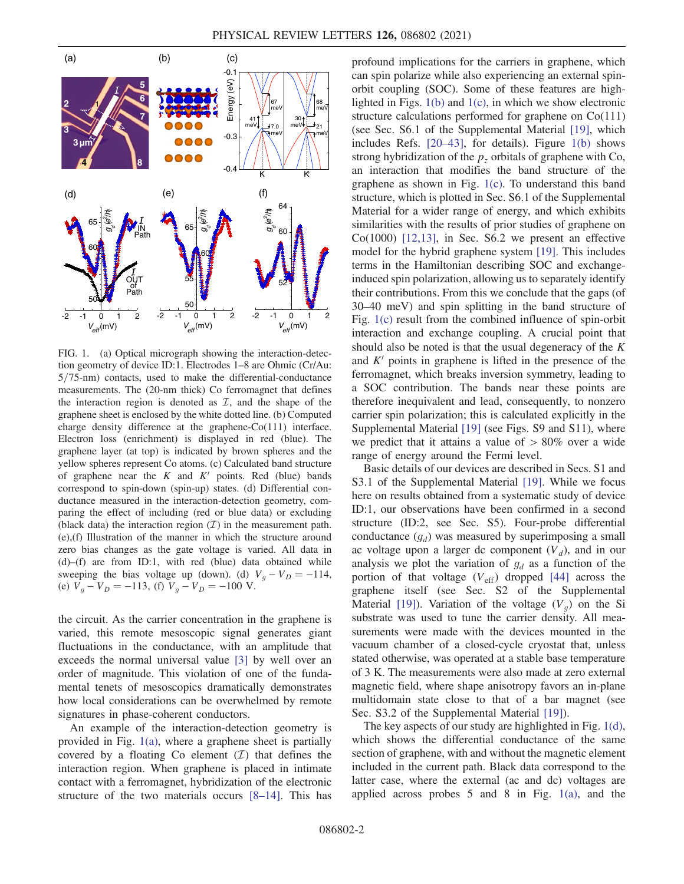FIG. 1. (a) Optical micrograph showing the interaction-detection geometry of device ID:1. Electrodes 1–8 are Ohmic (Cr/Au: 5/75-nm) contacts, used to make the differential-conductance measurements. The (20-nm thick) Co ferromagnet that defines the interaction region is denoted as $\mathcal{I}$, and the shape of the graphene sheet is enclosed by the white dotted line. (b) Computed charge density difference at the graphene-Co(111) interface. Electron loss (enrichment) is displayed in red (blue). The graphene layer (at top) is indicated by brown spheres and the yellow spheres represent Co atoms. (c) Calculated band structure of graphene near the $K$ and $K'$ points. Red (blue) bands correspond to spin-down (spin-up) states. (d) Differential conductance measured in the interaction-detection geometry, comparing the effect of including (red or blue data) or excluding (black data) the interaction region ($\mathcal{I}$) in the measurement path. (e),(f) Illustration of the manner in which the structure around zero bias changes as the gate voltage is varied. All data in (d)–(f) are from ID:1, with red (blue) data obtained while sweeping the bias voltage up (down). (d) $V_g - V_D = -114$, (e) $V_g - V_D = -113$, (f) $V_g - V_D = -100$ V.

the circuit. As the carrier concentration in the graphene is varied, this remote mesoscopic signal generates giant fluctuations in the conductance, with an amplitude that exceeds the normal universal value [3] by well over an order of magnitude. This violation of one of the fundamental tenets of mesoscopics dramatically demonstrates how local considerations can be overwhelmed by remote signatures in phase-coherent conductors.

An example of the interaction-detection geometry is provided in Fig. 1(a), where a graphene sheet is partially covered by a floating Co element ($\mathcal{I}$) that defines the interaction region. When graphene is placed in intimate contact with a ferromagnet, hybridization of the electronic structure of the two materials occurs [8–14]. This has profound implications for the carriers in graphene, which can spin polarize while also experiencing an external spin-orbit coupling (SOC). Some of these features are highlighted in Figs. 1(b) and 1(c), in which we show electronic structure calculations performed for graphene on Co(111) (see Sec. S6.1 of the Supplemental Material [19], which includes Refs. [20–43], for details). Figure 1(b) shows strong hybridization of the $p_z$ orbitals of graphene with Co, an interaction that modifies the band structure of the graphene as shown in Fig. 1(c). To understand this band structure, which is plotted in Sec. S6.1 of the Supplemental Material for a wider range of energy, and which exhibits similarities with the results of prior studies of graphene on Co(1000) [12,13], in Sec. S6.2 we present an effective model for the hybrid graphene system [19]. This includes terms in the Hamiltonian describing SOC and exchange-induced spin polarization, allowing us to separately identify their contributions. From this we conclude that the gaps (of 30–40 meV) and spin splitting in the band structure of Fig. 1(c) result from the combined influence of spin-orbit interaction and exchange coupling. A crucial point that should also be noted is that the usual degeneracy of the $K$ and $K'$ points in graphene is lifted in the presence of the ferromagnet, which breaks inversion symmetry, leading to a SOC contribution. The bands near these points are therefore inequivalent and lead, consequently, to nonzero carrier spin polarization; this is calculated explicitly in the Supplemental Material [19] (see Figs. S9 and S11), where we predict that it attains a value of $> 80\%$ over a wide range of energy around the Fermi level.

Basic details of our devices are described in Secs. S1 and S3.1 of the Supplemental Material [19]. While we focus here on results obtained from a systematic study of device ID:1, our observations have been confirmed in a second structure (ID:2, see Sec. S5). Four-probe differential conductance ($g_d$) was measured by superimposing a small ac voltage upon a larger dc component ($V_d$), and in our analysis we plot the variation of $g_d$ as a function of the portion of that voltage ($V_{\mathrm{eff}}$) dropped [44] across the graphene itself (see Sec. S2 of the Supplemental Material [19]). Variation of the voltage ($V_g$) on the Si substrate was used to tune the carrier density. All measurements were made with the devices mounted in the vacuum chamber of a closed-cycle cryostat that, unless stated otherwise, was operated at a stable base temperature of 3 K. The measurements were also made at zero external magnetic field, where shape anisotropy favors an in-plane multidomain state close to that of a bar magnet (see Sec. S3.2 of the Supplemental Material [19]).

The key aspects of our study are highlighted in Fig. 1(d), which shows the differential conductance of the same section of graphene, with and without the magnetic element included in the current path. Black data correspond to the latter case, where the external (ac and dc) voltages are applied across probes 5 and 8 in Fig. 1(a), and the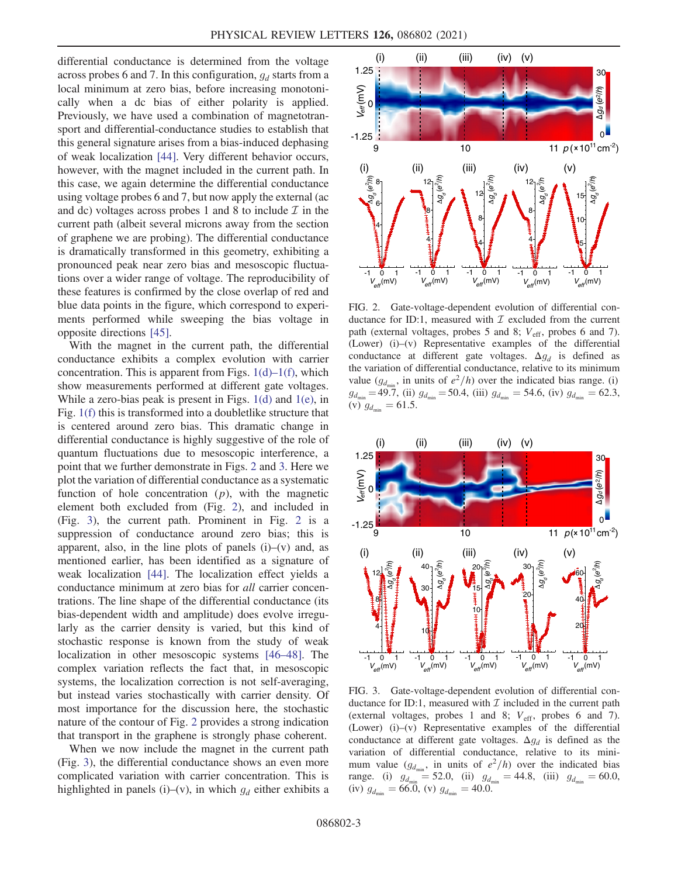differential conductance is determined from the voltage across probes 6 and 7. In this configuration, $g_d$ starts from a local minimum at zero bias, before increasing monotonically when a dc bias of either polarity is applied. Previously, we have used a combination of magnetotransport and differential-conductance studies to establish that this general signature arises from a bias-induced dephasing of weak localization [44]. Very different behavior occurs, however, with the magnet included in the current path. In this case, we again determine the differential conductance using voltage probes 6 and 7, but now apply the external (ac and dc) voltages across probes 1 and 8 to include $\mathcal{I}$ in the current path (albeit several microns away from the section of graphene we are probing). The differential conductance is dramatically transformed in this geometry, exhibiting a pronounced peak near zero bias and mesoscopic fluctuations over a wider range of voltage. The reproducibility of these features is confirmed by the close overlap of red and blue data points in the figure, which correspond to experiments performed while sweeping the bias voltage in opposite directions [45].

With the magnet in the current path, the differential conductance exhibits a complex evolution with carrier concentration. This is apparent from Figs. 1(d)–1(f), which show measurements performed at different gate voltages. While a zero-bias peak is present in Figs. 1(d) and 1(e), in Fig. 1(f) this is transformed into a doubletlike structure that is centered around zero bias. This dramatic change in differential conductance is highly suggestive of the role of quantum fluctuations due to mesoscopic interference, a point that we further demonstrate in Figs. 2 and 3. Here we plot the variation of differential conductance as a systematic function of hole concentration ($p$), with the magnetic element both excluded from (Fig. 2), and included in (Fig. 3), the current path. Prominent in Fig. 2 is a suppression of conductance around zero bias; this is apparent, also, in the line plots of panels (i)–(v) and, as mentioned earlier, has been identified as a signature of weak localization [44]. The localization effect yields a conductance minimum at zero bias for *all* carrier concentrations. The line shape of the differential conductance (its bias-dependent width and amplitude) does evolve irregularly as the carrier density is varied, but this kind of stochastic response is known from the study of weak localization in other mesoscopic systems [46–48]. The complex variation reflects the fact that, in mesoscopic systems, the localization correction is not self-averaging, but instead varies stochastically with carrier density. Of most importance for the discussion here, the stochastic nature of the contour of Fig. 2 provides a strong indication that transport in the graphene is strongly phase coherent.

When we now include the magnet in the current path (Fig. 3), the differential conductance shows an even more complicated variation with carrier concentration. This is highlighted in panels (i)–(v), in which $g_d$ either exhibits a

FIG. 2. Gate-voltage-dependent evolution of differential conductance for ID:1, measured with $\mathcal{I}$ excluded from the current path (external voltages, probes 5 and 8; $V_{\mathrm{eff}}$, probes 6 and 7). (Lower) (i)–(v) Representative examples of the differential conductance at different gate voltages. $\Delta g_d$ is defined as the variation of differential conductance, relative to its minimum value ($g_{d_{\min}}$, in units of $e^2/h$) over the indicated bias range. (i) $g_{d_{\min}} = 49.7$, (ii) $g_{d_{\min}} = 50.4$, (iii) $g_{d_{\min}} = 54.6$, (iv) $g_{d_{\min}} = 62.3$, (v) $g_{d_{\min}} = 61.5$.

FIG. 3. Gate-voltage-dependent evolution of differential conductance for ID:1, measured with $\mathcal{I}$ included in the current path (external voltages, probes 1 and 8; $V_{\mathrm{eff}}$, probes 6 and 7). (Lower) (i)–(v) Representative examples of the differential conductance at different gate voltages. $\Delta g_d$ is defined as the variation of differential conductance, relative to its minimum value ($g_{d_{\min}}$, in units of $e^2/h$) over the indicated bias range. (i) $g_{d_{\min}} = 52.0$, (ii) $g_{d_{\min}} = 44.8$, (iii) $g_{d_{\min}} = 60.0$, (iv) $g_{d_{\min}} = 66.0$, (v) $g_{d_{\min}} = 40.0$.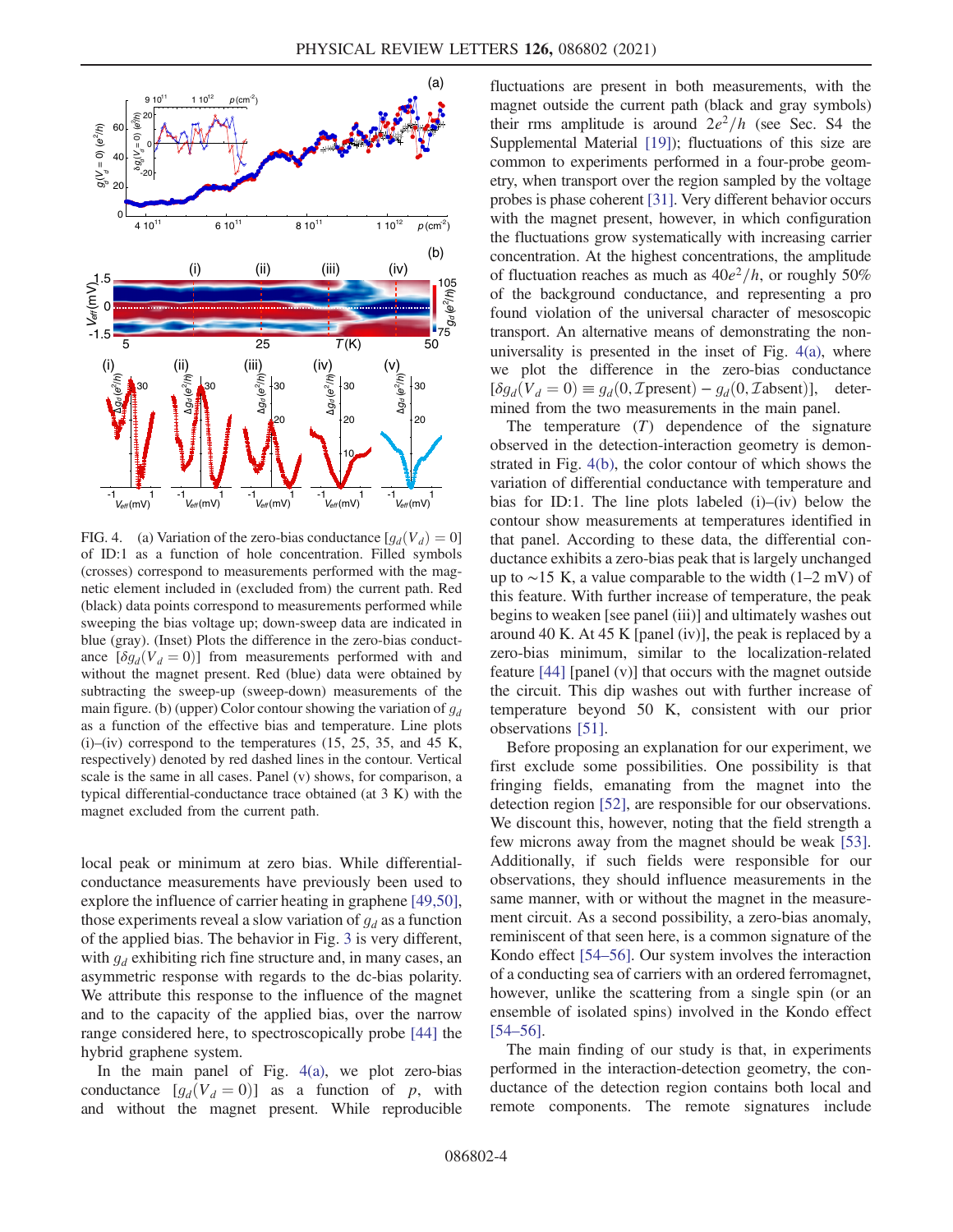FIG. 4. (a) Variation of the zero-bias conductance $[g_d(V_d) = 0]$ of ID:1 as a function of hole concentration. Filled symbols (crosses) correspond to measurements performed with the magnetic element included in (excluded from) the current path. Red (black) data points correspond to measurements performed while sweeping the bias voltage up; down-sweep data are indicated in blue (gray). (Inset) Plots the difference in the zero-bias conductance $[\delta g_d(V_d = 0)]$ from measurements performed with and without the magnet present. Red (blue) data were obtained by subtracting the sweep-up (sweep-down) measurements of the main figure. (b) (upper) Color contour showing the variation of $g_d$ as a function of the effective bias and temperature. Line plots (i)–(iv) correspond to the temperatures (15, 25, 35, and 45 K, respectively) denoted by red dashed lines in the contour. Vertical scale is the same in all cases. Panel (v) shows, for comparison, a typical differential-conductance trace obtained (at 3 K) with the magnet excluded from the current path.

local peak or minimum at zero bias. While differential-conductance measurements have previously been used to explore the influence of carrier heating in graphene [49,50], those experiments reveal a slow variation of $g_d$ as a function of the applied bias. The behavior in Fig. 3 is very different, with $g_d$ exhibiting rich fine structure and, in many cases, an asymmetric response with regards to the dc-bias polarity. We attribute this response to the influence of the magnet and to the capacity of the applied bias, over the narrow range considered here, to spectroscopically probe [44] the hybrid graphene system.

In the main panel of Fig. 4(a), we plot zero-bias conductance $[g_d(V_d = 0)]$ as a function of $p$, with and without the magnet present. While reproducible fluctuations are present in both measurements, with the magnet outside the current path (black and gray symbols) their rms amplitude is around $2e^2/h$ (see Sec. S4 the Supplemental Material [19]); fluctuations of this size are common to experiments performed in a four-probe geometry, when transport over the region sampled by the voltage probes is phase coherent [31]. Very different behavior occurs with the magnet present, however, in which configuration the fluctuations grow systematically with increasing carrier concentration. At the highest concentrations, the amplitude of fluctuation reaches as much as $40e^2/h$, or roughly 50% of the background conductance, and representing a profound violation of the universal character of mesoscopic transport. An alternative means of demonstrating the non-universality is presented in the inset of Fig. 4(a), where we plot the difference in the zero-bias conductance $[\delta g_d(V_d = 0) \equiv g_d(0, \mathcal{I}\text{present}) - g_d(0, \mathcal{I}\text{absent})]$, determined from the two measurements in the main panel.

The temperature ($T$) dependence of the signature observed in the detection-interaction geometry is demonstrated in Fig. 4(b), the color contour of which shows the variation of differential conductance with temperature and bias for ID:1. The line plots labeled (i)–(iv) below the contour show measurements at temperatures identified in that panel. According to these data, the differential conductance exhibits a zero-bias peak that is largely unchanged up to ~15 K, a value comparable to the width (1–2 mV) of this feature. With further increase of temperature, the peak begins to weaken [see panel (iii)] and ultimately washes out around 40 K. At 45 K [panel (iv)], the peak is replaced by a zero-bias minimum, similar to the localization-related feature [44] [panel (v)] that occurs with the magnet outside the circuit. This dip washes out with further increase of temperature beyond 50 K, consistent with our prior observations [51].

Before proposing an explanation for our experiment, we first exclude some possibilities. One possibility is that fringing fields, emanating from the magnet into the detection region [52], are responsible for our observations. We discount this, however, noting that the field strength a few microns away from the magnet should be weak [53]. Additionally, if such fields were responsible for our observations, they should influence measurements in the same manner, with or without the magnet in the measurement circuit. As a second possibility, a zero-bias anomaly, reminiscent of that seen here, is a common signature of the Kondo effect [54–56]. Our system involves the interaction of a conducting sea of carriers with an ordered ferromagnet, however, unlike the scattering from a single spin (or an ensemble of isolated spins) involved in the Kondo effect [54–56].

The main finding of our study is that, in experiments performed in the interaction-detection geometry, the conductance of the detection region contains both local and remote components. The remote signatures include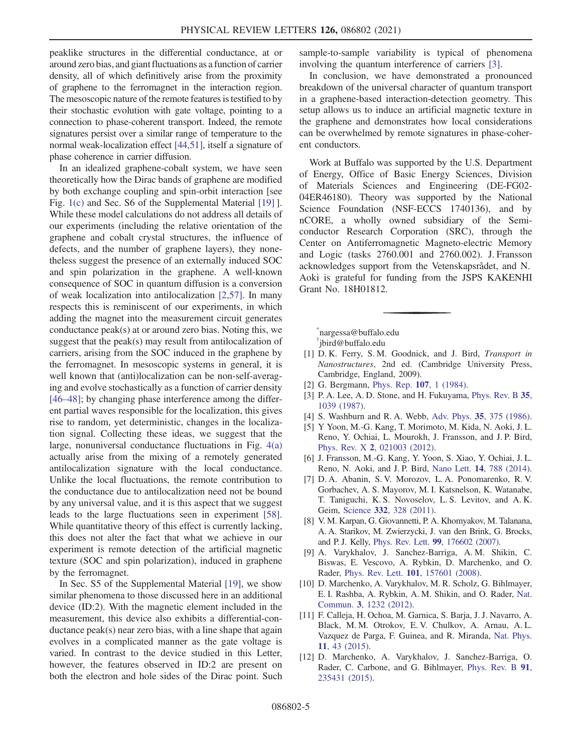peaklike structures in the differential conductance, at or around zero bias, and giant fluctuations as a function of carrier density, all of which definitively arise from the proximity of graphene to the ferromagnet in the interaction region. The mesoscopic nature of the remote features is testified to by their stochastic evolution with gate voltage, pointing to a connection to phase-coherent transport. Indeed, the remote signatures persist over a similar range of temperature to the normal weak-localization effect [44,51], itself a signature of phase coherence in carrier diffusion.

In an idealized graphene-cobalt system, we have seen theoretically how the Dirac bands of graphene are modified by both exchange coupling and spin-orbit interaction [see Fig. 1(c) and Sec. S6 of the Supplemental Material [19] ]. While these model calculations do not address all details of our experiments (including the relative orientation of the graphene and cobalt crystal structures, the influence of defects, and the number of graphene layers), they nonetheless suggest the presence of an externally induced SOC and spin polarization in the graphene. A well-known consequence of SOC in quantum diffusion is a conversion of weak localization into antilocalization [2,57]. In many respects this is reminiscent of our experiments, in which adding the magnet into the measurement circuit generates conductance peak(s) at or around zero bias. Noting this, we suggest that the peak(s) may result from antilocalization of carriers, arising from the SOC induced in the graphene by the ferromagnet. In mesoscopic systems in general, it is well known that (anti)localization can be non-self-averaging and evolve stochastically as a function of carrier density [46–48]; by changing phase interference among the different partial waves responsible for the localization, this gives rise to random, yet deterministic, changes in the localization signal. Collecting these ideas, we suggest that the large, nonuniversal conductance fluctuations in Fig. 4(a) actually arise from the mixing of a remotely generated antilocalization signature with the local conductance. Unlike the local fluctuations, the remote contribution to the conductance due to antilocalization need not be bound by any universal value, and it is this aspect that we suggest leads to the large fluctuations seen in experiment [58]. While quantitative theory of this effect is currently lacking, this does not alter the fact that what we achieve in our experiment is remote detection of the artificial magnetic texture (SOC and spin polarization), induced in graphene by the ferromagnet.

In Sec. S5 of the Supplemental Material [19], we show similar phenomena to those discussed here in an additional device (ID:2). With the magnetic element included in the measurement, this device also exhibits a differential-conductance peak(s) near zero bias, with a line shape that again evolves in a complicated manner as the gate voltage is varied. In contrast to the device studied in this Letter, however, the features observed in ID:2 are present on both the electron and hole sides of the Dirac point. Such sample-to-sample variability is typical of phenomena involving the quantum interference of carriers [3].

In conclusion, we have demonstrated a pronounced breakdown of the universal character of quantum transport in a graphene-based interaction-detection geometry. This setup allows us to induce an artificial magnetic texture in the graphene and demonstrates how local considerations can be overwhelmed by remote signatures in phase-coherent conductors.

Work at Buffalo was supported by the U.S. Department of Energy, Office of Basic Energy Sciences, Division of Materials Sciences and Engineering (DE-FG02-04ER46180). Theory was supported by the National Science Foundation (NSF-ECCS 1740136), and by nCORE, a wholly owned subsidiary of the Semiconductor Research Corporation (SRC), through the Center on Antiferromagnetic Magneto-electric Memory and Logic (tasks 2760.001 and 2760.002). J. Fransson acknowledges support from the Vetenskapsrådet, and N. Aoki is grateful for funding from the JSPS KAKENHI Grant No. 18H01812.

---

[*] nargessa@buffalo.edu

[†] jbird@buffalo.edu

[1] D. K. Ferry, S. M. Goodnick, and J. Bird, *Transport in Nanostructures*, 2nd ed. (Cambridge University Press, Cambridge, England, 2009).

[2] G. Bergmann, Phys. Rep. **107**, 1 (1984).

[3] P. A. Lee, A. D. Stone, and H. Fukuyama, Phys. Rev. B **35**, 1039 (1987).

[4] S. Washburn and R. A. Webb, Adv. Phys. **35**, 375 (1986).

[5] Y Yoon, M.-G. Kang, T. Morimoto, M. Kida, N. Aoki, J. L. Reno, Y. Ochiai, L. Mourokh, J. Fransson, and J. P. Bird, Phys. Rev. X **2**, 021003 (2012).

[6] J. Fransson, M.-G. Kang, Y. Yoon, S. Xiao, Y. Ochiai, J. L. Reno, N. Aoki, and J. P. Bird, Nano Lett. **14**, 788 (2014).

[7] D. A. Abanin, S. V. Morozov, L. A. Ponomarenko, R. V. Gorbachev, A. S. Mayorov, M. I. Katsnelson, K. Watanabe, T. Taniguchi, K. S. Novoselov, L. S. Levitov, and A. K. Geim, Science **332**, 328 (2011).

[8] V. M. Karpan, G. Giovannetti, P. A. Khomyakov, M. Talanana, A. A. Starikov, M. Zwierzycki, J. van den Brink, G. Brocks, and P. J. Kelly, Phys. Rev. Lett. **99**, 176602 (2007).

[9] A. Varykhalov, J. Sanchez-Barriga, A. M. Shikin, C. Biswas, E. Vescovo, A. Rybkin, D. Marchenko, and O. Rader, Phys. Rev. Lett. **101**, 157601 (2008).

[10] D. Marchenko, A. Varykhalov, M. R. Scholz, G. Bihlmayer, E. I. Rashba, A. Rybkin, A. M. Shikin, and O. Rader, Nat. Commun. **3**, 1232 (2012).

[11] F. Calleja, H. Ochoa, M. Garnica, S. Barja, J. J. Navarro, A. Black, M. M. Otrokov, E. V. Chulkov, A. Arnau, A. L. Vazquez de Parga, F. Guinea, and R. Miranda, Nat. Phys. **11**, 43 (2015).

[12] D. Marchenko, A. Varykhalov, J. Sanchez-Barriga, O. Rader, C. Carbone, and G. Bihlmayer, Phys. Rev. B **91**, 235431 (2015).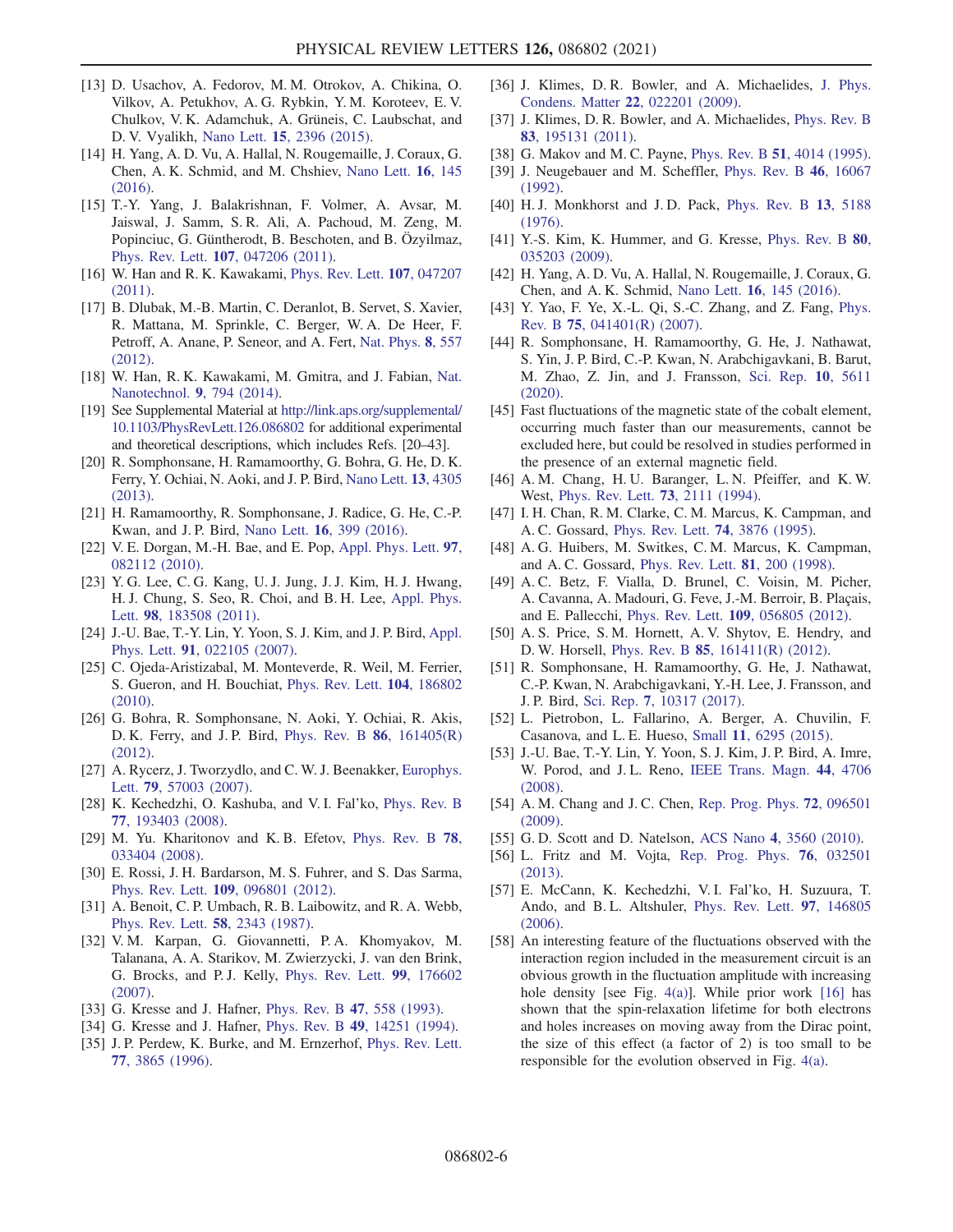[13] D. Usachov, A. Fedorov, M. M. Otrokov, A. Chikina, O. Vilkov, A. Petukhov, A. G. Rybkin, Y. M. Koroteev, E. V. Chulkov, V. K. Adamchuk, A. Grüneis, C. Laubschat, and D. V. Vyalikh, Nano Lett. **15**, 2396 (2015).

[14] H. Yang, A. D. Vu, A. Hallal, N. Rougemaille, J. Coraux, G. Chen, A. K. Schmid, and M. Chshiev, Nano Lett. **16**, 145 (2016).

[15] T.-Y. Yang, J. Balakrishnan, F. Volmer, A. Avsar, M. Jaiswal, J. Samm, S. R. Ali, A. Pachoud, M. Zeng, M. Popinciuc, G. Güntherodt, B. Beschoten, and B. Özyilmaz, Phys. Rev. Lett. **107**, 047206 (2011).

[16] W. Han and R. K. Kawakami, Phys. Rev. Lett. **107**, 047207 (2011).

[17] B. Dlubak, M.-B. Martin, C. Deranlot, B. Servet, S. Xavier, R. Mattana, M. Sprinkle, C. Berger, W. A. De Heer, F. Petroff, A. Anane, P. Seneor, and A. Fert, Nat. Phys. **8**, 557 (2012).

[18] W. Han, R. K. Kawakami, M. Gmitra, and J. Fabian, Nat. Nanotechnol. **9**, 794 (2014).

[19] See Supplemental Material at http://link.aps.org/supplemental/10.1103/PhysRevLett.126.086802 for additional experimental and theoretical descriptions, which includes Refs. [20–43].

[20] R. Somphonsane, H. Ramamoorthy, G. Bohra, G. He, D. K. Ferry, Y. Ochiai, N. Aoki, and J. P. Bird, Nano Lett. **13**, 4305 (2013).

[21] H. Ramamoorthy, R. Somphonsane, J. Radice, G. He, C.-P. Kwan, and J. P. Bird, Nano Lett. **16**, 399 (2016).

[22] V. E. Dorgan, M.-H. Bae, and E. Pop, Appl. Phys. Lett. **97**, 082112 (2010).

[23] Y. G. Lee, C. G. Kang, U. J. Jung, J. J. Kim, H. J. Hwang, H. J. Chung, S. Seo, R. Choi, and B. H. Lee, Appl. Phys. Lett. **98**, 183508 (2011).

[24] J.-U. Bae, T.-Y. Lin, Y. Yoon, S. J. Kim, and J. P. Bird, Appl. Phys. Lett. **91**, 022105 (2007).

[25] C. Ojeda-Aristizabal, M. Monteverde, R. Weil, M. Ferrier, S. Gueron, and H. Bouchiat, Phys. Rev. Lett. **104**, 186802 (2010).

[26] G. Bohra, R. Somphonsane, N. Aoki, Y. Ochiai, R. Akis, D. K. Ferry, and J. P. Bird, Phys. Rev. B **86**, 161405(R) (2012).

[27] A. Rycerz, J. Tworzydlo, and C. W. J. Beenakker, Europhys. Lett. **79**, 57003 (2007).

[28] K. Kechedzhi, O. Kashuba, and V. I. Fal'ko, Phys. Rev. B **77**, 193403 (2008).

[29] M. Yu. Kharitonov and K. B. Efetov, Phys. Rev. B **78**, 033404 (2008).

[30] E. Rossi, J. H. Bardarson, M. S. Fuhrer, and S. Das Sarma, Phys. Rev. Lett. **109**, 096801 (2012).

[31] A. Benoit, C. P. Umbach, R. B. Laibowitz, and R. A. Webb, Phys. Rev. Lett. **58**, 2343 (1987).

[32] V. M. Karpan, G. Giovannetti, P. A. Khomyakov, M. Talanana, A. A. Starikov, M. Zwierzycki, J. van den Brink, G. Brocks, and P. J. Kelly, Phys. Rev. Lett. **99**, 176602 (2007).

[33] G. Kresse and J. Hafner, Phys. Rev. B **47**, 558 (1993).

[34] G. Kresse and J. Hafner, Phys. Rev. B **49**, 14251 (1994).

[35] J. P. Perdew, K. Burke, and M. Ernzerhof, Phys. Rev. Lett. **77**, 3865 (1996).

[36] J. Klimes, D. R. Bowler, and A. Michaelides, J. Phys. Condens. Matter **22**, 022201 (2009).

[37] J. Klimes, D. R. Bowler, and A. Michaelides, Phys. Rev. B **83**, 195131 (2011).

[38] G. Makov and M. C. Payne, Phys. Rev. B **51**, 4014 (1995).

[39] J. Neugebauer and M. Scheffler, Phys. Rev. B **46**, 16067 (1992).

[40] H. J. Monkhorst and J. D. Pack, Phys. Rev. B **13**, 5188 (1976).

[41] Y.-S. Kim, K. Hummer, and G. Kresse, Phys. Rev. B **80**, 035203 (2009).

[42] H. Yang, A. D. Vu, A. Hallal, N. Rougemaille, J. Coraux, G. Chen, and A. K. Schmid, Nano Lett. **16**, 145 (2016).

[43] Y. Yao, F. Ye, X.-L. Qi, S.-C. Zhang, and Z. Fang, Phys. Rev. B **75**, 041401(R) (2007).

[44] R. Somphonsane, H. Ramamoorthy, G. He, J. Nathawat, S. Yin, J. P. Bird, C.-P. Kwan, N. Arabchigavkani, B. Barut, M. Zhao, Z. Jin, and J. Fransson, Sci. Rep. **10**, 5611 (2020).

[45] Fast fluctuations of the magnetic state of the cobalt element, occurring much faster than our measurements, cannot be excluded here, but could be resolved in studies performed in the presence of an external magnetic field.

[46] A. M. Chang, H. U. Baranger, L. N. Pfeiffer, and K. W. West, Phys. Rev. Lett. **73**, 2111 (1994).

[47] I. H. Chan, R. M. Clarke, C. M. Marcus, K. Campman, and A. C. Gossard, Phys. Rev. Lett. **74**, 3876 (1995).

[48] A. G. Huibers, M. Switkes, C. M. Marcus, K. Campman, and A. C. Gossard, Phys. Rev. Lett. **81**, 200 (1998).

[49] A. C. Betz, F. Vialla, D. Brunel, C. Voisin, M. Picher, A. Cavanna, A. Madouri, G. Feve, J.-M. Berroir, B. Plaçais, and E. Pallecchi, Phys. Rev. Lett. **109**, 056805 (2012).

[50] A. S. Price, S. M. Hornett, A. V. Shytov, E. Hendry, and D. W. Horsell, Phys. Rev. B **85**, 161411(R) (2012).

[51] R. Somphonsane, H. Ramamoorthy, G. He, J. Nathawat, C.-P. Kwan, N. Arabchigavkani, Y.-H. Lee, J. Fransson, and J. P. Bird, Sci. Rep. **7**, 10317 (2017).

[52] L. Pietrobon, L. Fallarino, A. Berger, A. Chuvilin, F. Casanova, and L. E. Hueso, Small **11**, 6295 (2015).

[53] J.-U. Bae, T.-Y. Lin, Y. Yoon, S. J. Kim, J. P. Bird, A. Imre, W. Porod, and J. L. Reno, IEEE Trans. Magn. **44**, 4706 (2008).

[54] A. M. Chang and J. C. Chen, Rep. Prog. Phys. **72**, 096501 (2009).

[55] G. D. Scott and D. Natelson, ACS Nano **4**, 3560 (2010).

[56] L. Fritz and M. Vojta, Rep. Prog. Phys. **76**, 032501 (2013).

[57] E. McCann, K. Kechedzhi, V. I. Fal'ko, H. Suzuura, T. Ando, and B. L. Altshuler, Phys. Rev. Lett. **97**, 146805 (2006).

[58] An interesting feature of the fluctuations observed with the interaction region included in the measurement circuit is an obvious growth in the fluctuation amplitude with increasing hole density [see Fig. 4(a)]. While prior work [16] has shown that the spin-relaxation lifetime for both electrons and holes increases on moving away from the Dirac point, the size of this effect (a factor of 2) is too small to be responsible for the evolution observed in Fig. 4(a).